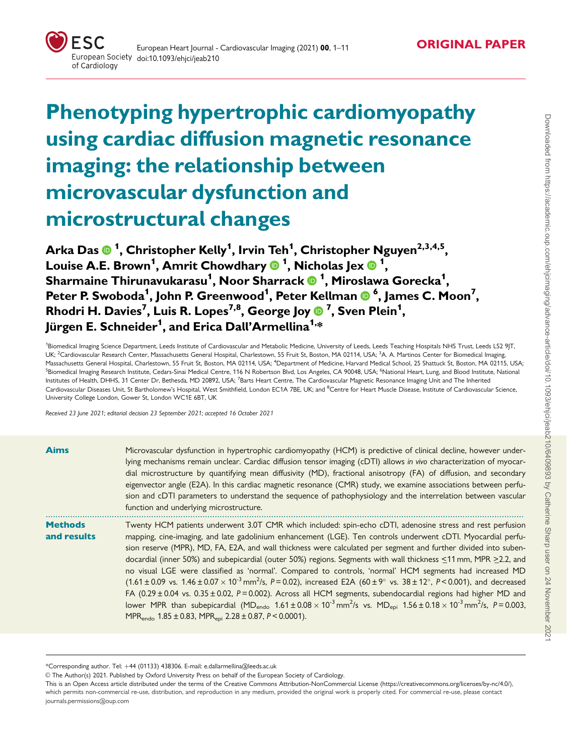ORIGINAL PAPER

# Phenotyping hypertrophic cardiomyopathy using cardiac diffusion magnetic resonance imaging: the relationship between microvascular dysfunction and microstructural changes

**Arka Das [1], Christopher Kelly [1], Irvin Teh [1], Christopher Nguyen [2,3,4,5], Louise A.E. Brown [1], Amrit Chowdhary [1], Nicholas Jex [1], Sharmaine Thirunavukarasu [1], Noor Sharrack [1], Miroslawa Gorecka [1], Peter P. Swoboda [1], John P. Greenwood [1], Peter Kellman [6], James C. Moon [7], Rhodri H. Davies [7], Luis R. Lopes [7,8], George Joy [7], Sven Plein [1], Jürgen E. Schneider [1], and Erica Dall'Armellina [1,]***

[1]Biomedical Imaging Science Department, Leeds Institute of Cardiovascular and Metabolic Medicine, University of Leeds, Leeds Teaching Hospitals NHS Trust, Leeds LS2 9JT, UK; [2]Cardiovascular Research Center, Massachusetts General Hospital, Charlestown, 55 Fruit St, Boston, MA 02114, USA; [3]A. A. Martinos Center for Biomedical Imaging, Massachusetts General Hospital, Charlestown, 55 Fruit St, Boston, MA 02114, USA; [4]Department of Medicine, Harvard Medical School, 25 Shattuck St, Boston, MA 02115, USA; [5]Biomedical Imaging Research Institute, Cedars-Sinai Medical Centre, 116 N Robertson Blvd, Los Angeles, CA 90048, USA; [6]National Heart, Lung, and Blood Institute, National Institutes of Health, DHHS, 31 Center Dr, Bethesda, MD 20892, USA; [7]Barts Heart Centre, The Cardiovascular Magnetic Resonance Imaging Unit and The Inherited Cardiovascular Diseases Unit, St Bartholomew's Hospital, West Smithfield, London EC1A 7BE, UK; and [8]Centre for Heart Muscle Disease, Institute of Cardiovascular Science, University College London, Gower St, London WC1E 6BT, UK

*Received 23 June 2021; editorial decision 23 September 2021; accepted 16 October 2021*

**Aims**

Microvascular dysfunction in hypertrophic cardiomyopathy (HCM) is predictive of clinical decline, however underlying mechanisms remain unclear. Cardiac diffusion tensor imaging (cDTI) allows *in vivo* characterization of myocardial microstructure by quantifying mean diffusivity (MD), fractional anisotropy (FA) of diffusion, and secondary eigenvector angle (E2A). In this cardiac magnetic resonance (CMR) study, we examine associations between perfusion and cDTI parameters to understand the sequence of pathophysiology and the interrelation between vascular function and underlying microstructure.

**Methods and results**

Twenty HCM patients underwent 3.0T CMR which included: spin-echo cDTI, adenosine stress and rest perfusion mapping, cine-imaging, and late gadolinium enhancement (LGE). Ten controls underwent cDTI. Myocardial perfusion reserve (MPR), MD, FA, E2A, and wall thickness were calculated per segment and further divided into subendocardial (inner 50%) and subepicardial (outer 50%) regions. Segments with wall thickness ≤11 mm, MPR ≥2.2, and no visual LGE were classified as 'normal'. Compared to controls, 'normal' HCM segments had increased MD ($1.61 \pm 0.09$ vs. $1.46 \pm 0.07 \times 10^{-3}$ mm$^2$/s, $P = 0.02$), increased E2A ($60 \pm 9^\circ$ vs. $38 \pm 12^\circ$, $P < 0.001$), and decreased FA ($0.29 \pm 0.04$ vs. $0.35 \pm 0.02$, $P = 0.002$). Across all HCM segments, subendocardial regions had higher MD and lower MPR than subepicardial ($MD_{endo}$ $1.61 \pm 0.08 \times 10^{-3}$ mm$^2$/s vs. $MD_{epi}$ $1.56 \pm 0.18 \times 10^{-3}$ mm$^2$/s, $P = 0.003$, $MPR_{endo}$ $1.85 \pm 0.83$, $MPR_{epi}$ $2.28 \pm 0.87$, $P < 0.0001$).

*Corresponding author. Tel: +44 (01133) 438306. E-mail: e.dallarmellina@leeds.ac.uk

© The Author(s) 2021. Published by Oxford University Press on behalf of the European Society of Cardiology.

This is an Open Access article distributed under the terms of the Creative Commons Attribution-NonCommercial License (https://creativecommons.org/licenses/by-nc/4.0/), which permits non-commercial re-use, distribution, and reproduction in any medium, provided the original work is properly cited. For commercial re-use, please contact journals.permissions@oup.com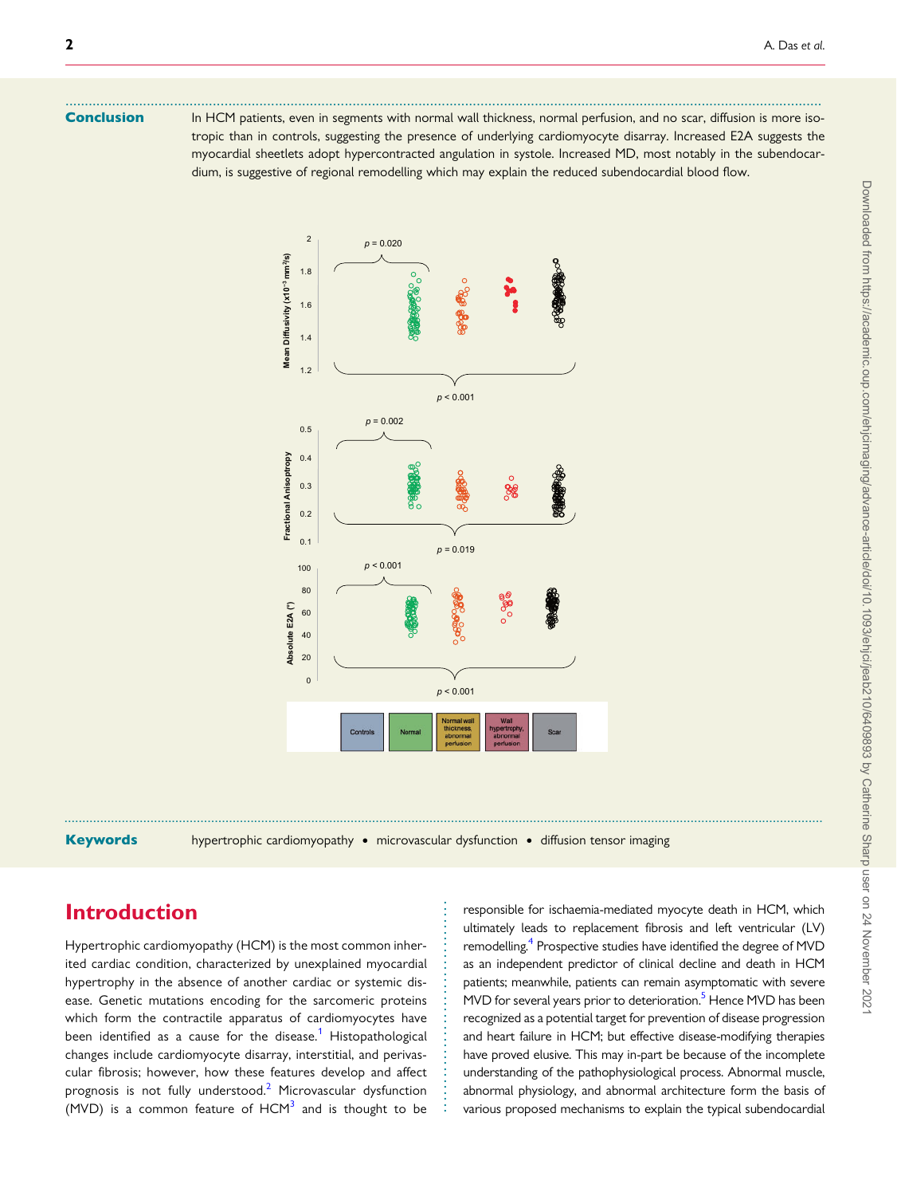**Conclusion** In HCM patients, even in segments with normal wall thickness, normal perfusion, and no scar, diffusion is more isotropic than in controls, suggesting the presence of underlying cardiomyocyte disarray. Increased E2A suggests the myocardial sheetlets adopt hypercontracted angulation in systole. Increased MD, most notably in the subendocardium, is suggestive of regional remodelling which may explain the reduced subendocardial blood flow.

**Keywords** hypertrophic cardiomyopathy • microvascular dysfunction • diffusion tensor imaging

## Introduction

Hypertrophic cardiomyopathy (HCM) is the most common inherited cardiac condition, characterized by unexplained myocardial hypertrophy in the absence of another cardiac or systemic disease. Genetic mutations encoding for the sarcomeric proteins which form the contractile apparatus of cardiomyocytes have been identified as a cause for the disease.[1] Histopathological changes include cardiomyocyte disarray, interstitial, and perivascular fibrosis; however, how these features develop and affect prognosis is not fully understood.[2] Microvascular dysfunction (MVD) is a common feature of HCM[3] and is thought to be responsible for ischaemia-mediated myocyte death in HCM, which ultimately leads to replacement fibrosis and left ventricular (LV) remodelling.[4] Prospective studies have identified the degree of MVD as an independent predictor of clinical decline and death in HCM patients; meanwhile, patients can remain asymptomatic with severe MVD for several years prior to deterioration.[5] Hence MVD has been recognized as a potential target for prevention of disease progression and heart failure in HCM; but effective disease-modifying therapies have proved elusive. This may in-part be because of the incomplete understanding of the pathophysiological process. Abnormal muscle, abnormal physiology, and abnormal architecture form the basis of various proposed mechanisms to explain the typical subendocardial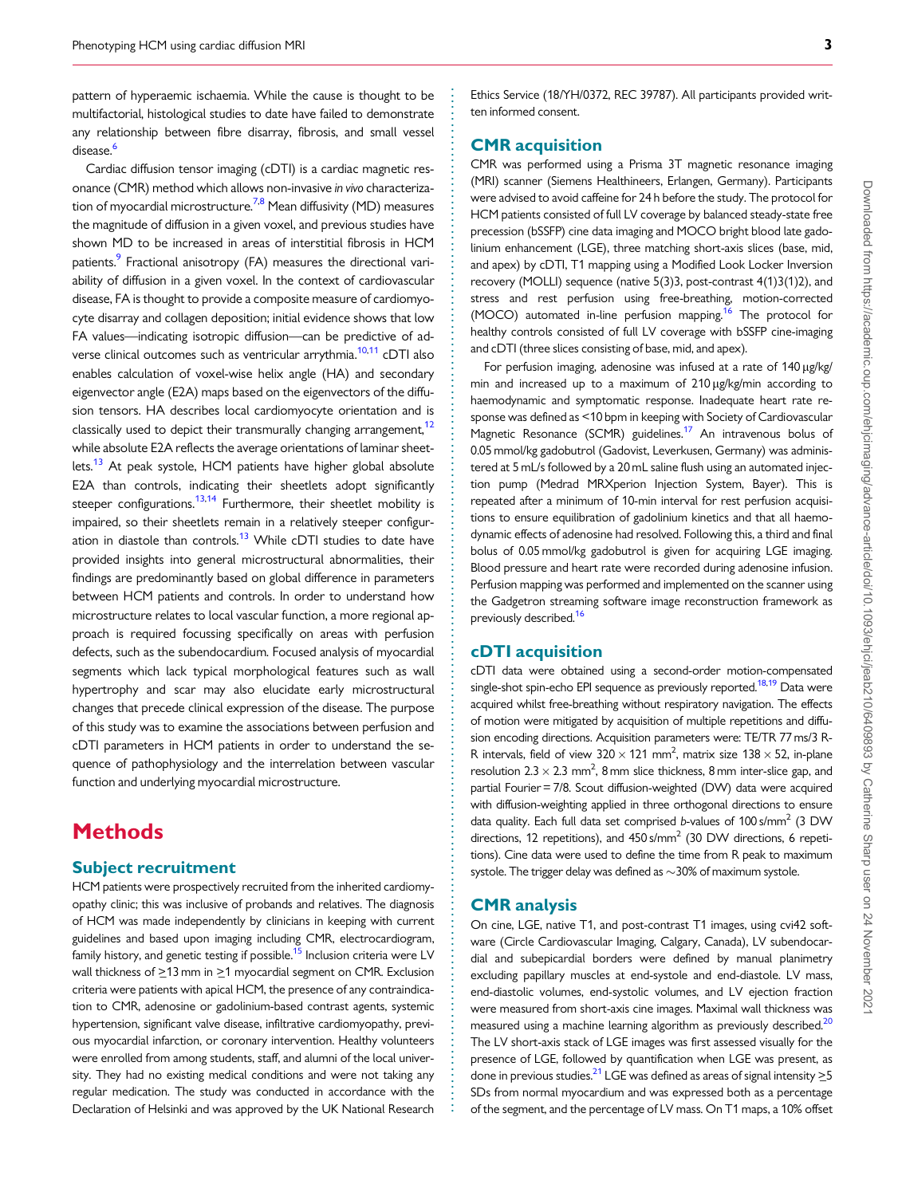pattern of hyperaemic ischaemia. While the cause is thought to be multifactorial, histological studies to date have failed to demonstrate any relationship between fibre disarray, fibrosis, and small vessel disease.[6]

Cardiac diffusion tensor imaging (cDTI) is a cardiac magnetic resonance (CMR) method which allows non-invasive *in vivo* characterization of myocardial microstructure.[7,8] Mean diffusivity (MD) measures the magnitude of diffusion in a given voxel, and previous studies have shown MD to be increased in areas of interstitial fibrosis in HCM patients.[9] Fractional anisotropy (FA) measures the directional variability of diffusion in a given voxel. In the context of cardiovascular disease, FA is thought to provide a composite measure of cardiomyocyte disarray and collagen deposition; initial evidence shows that low FA values—indicating isotropic diffusion—can be predictive of adverse clinical outcomes such as ventricular arrythmia.[10,11] cDTI also enables calculation of voxel-wise helix angle (HA) and secondary eigenvector angle (E2A) maps based on the eigenvectors of the diffusion tensors. HA describes local cardiomyocyte orientation and is classically used to depict their transmurally changing arrangement,[12] while absolute E2A reflects the average orientations of laminar sheetlets.[13] At peak systole, HCM patients have higher global absolute E2A than controls, indicating their sheetlets adopt significantly steeper configurations.[13,14] Furthermore, their sheetlet mobility is impaired, so their sheetlets remain in a relatively steeper configuration in diastole than controls.[13] While cDTI studies to date have provided insights into general microstructural abnormalities, their findings are predominantly based on global difference in parameters between HCM patients and controls. In order to understand how microstructure relates to local vascular function, a more regional approach is required focussing specifically on areas with perfusion defects, such as the subendocardium. Focused analysis of myocardial segments which lack typical morphological features such as wall hypertrophy and scar may also elucidate early microstructural changes that precede clinical expression of the disease. The purpose of this study was to examine the associations between perfusion and cDTI parameters in HCM patients in order to understand the sequence of pathophysiology and the interrelation between vascular function and underlying myocardial microstructure.

# Methods

## Subject recruitment

HCM patients were prospectively recruited from the inherited cardiomyopathy clinic; this was inclusive of probands and relatives. The diagnosis of HCM was made independently by clinicians in keeping with current guidelines and based upon imaging including CMR, electrocardiogram, family history, and genetic testing if possible.[15] Inclusion criteria were LV wall thickness of ≥13 mm in ≥1 myocardial segment on CMR. Exclusion criteria were patients with apical HCM, the presence of any contraindication to CMR, adenosine or gadolinium-based contrast agents, systemic hypertension, significant valve disease, infiltrative cardiomyopathy, previous myocardial infarction, or coronary intervention. Healthy volunteers were enrolled from among students, staff, and alumni of the local university. They had no existing medical conditions and were not taking any regular medication. The study was conducted in accordance with the Declaration of Helsinki and was approved by the UK National Research Ethics Service (18/YH/0372, REC 39787). All participants provided written informed consent.

## CMR acquisition

CMR was performed using a Prisma 3T magnetic resonance imaging (MRI) scanner (Siemens Healthineers, Erlangen, Germany). Participants were advised to avoid caffeine for 24 h before the study. The protocol for HCM patients consisted of full LV coverage by balanced steady-state free precession (bSSFP) cine data imaging and MOCO bright blood late gadolinium enhancement (LGE), three matching short-axis slices (base, mid, and apex) by cDTI, T1 mapping using a Modified Look Locker Inversion recovery (MOLLI) sequence (native 5(3)3, post-contrast 4(1)3(1)2), and stress and rest perfusion using free-breathing, motion-corrected (MOCO) automated in-line perfusion mapping.[16] The protocol for healthy controls consisted of full LV coverage with bSSFP cine-imaging and cDTI (three slices consisting of base, mid, and apex).

For perfusion imaging, adenosine was infused at a rate of 140 μg/kg/min and increased up to a maximum of 210 μg/kg/min according to haemodynamic and symptomatic response. Inadequate heart rate response was defined as <10 bpm in keeping with Society of Cardiovascular Magnetic Resonance (SCMR) guidelines.[17] An intravenous bolus of 0.05 mmol/kg gadobutrol (Gadovist, Leverkusen, Germany) was administered at 5 mL/s followed by a 20 mL saline flush using an automated injection pump (Medrad MRXperion Injection System, Bayer). This is repeated after a minimum of 10-min interval for rest perfusion acquisitions to ensure equilibration of gadolinium kinetics and that all haemodynamic effects of adenosine had resolved. Following this, a third and final bolus of 0.05 mmol/kg gadobutrol is given for acquiring LGE imaging. Blood pressure and heart rate were recorded during adenosine infusion. Perfusion mapping was performed and implemented on the scanner using the Gadgetron streaming software image reconstruction framework as previously described.[16]

## cDTI acquisition

cDTI data were obtained using a second-order motion-compensated single-shot spin-echo EPI sequence as previously reported.[18,19] Data were acquired whilst free-breathing without respiratory navigation. The effects of motion were mitigated by acquisition of multiple repetitions and diffusion encoding directions. Acquisition parameters were: TE/TR 77 ms/3 R-R intervals, field of view 320 × 121 mm$^2$, matrix size 138 × 52, in-plane resolution 2.3 × 2.3 mm$^2$, 8 mm slice thickness, 8 mm inter-slice gap, and partial Fourier = 7/8. Scout diffusion-weighted (DW) data were acquired with diffusion-weighting applied in three orthogonal directions to ensure data quality. Each full data set comprised *b*-values of 100 s/mm$^2$ (3 DW directions, 12 repetitions), and 450 s/mm$^2$ (30 DW directions, 6 repetitions). Cine data were used to define the time from R peak to maximum systole. The trigger delay was defined as ~30% of maximum systole.

## CMR analysis

On cine, LGE, native T1, and post-contrast T1 images, using cvi42 software (Circle Cardiovascular Imaging, Calgary, Canada), LV subendocardial and subepicardial borders were defined by manual planimetry excluding papillary muscles at end-systole and end-diastole. LV mass, end-diastolic volumes, end-systolic volumes, and LV ejection fraction were measured from short-axis cine images. Maximal wall thickness was measured using a machine learning algorithm as previously described.[20] The LV short-axis stack of LGE images was first assessed visually for the presence of LGE, followed by quantification when LGE was present, as done in previous studies.[21] LGE was defined as areas of signal intensity ≥5 SDs from normal myocardium and was expressed both as a percentage of the segment, and the percentage of LV mass. On T1 maps, a 10% offset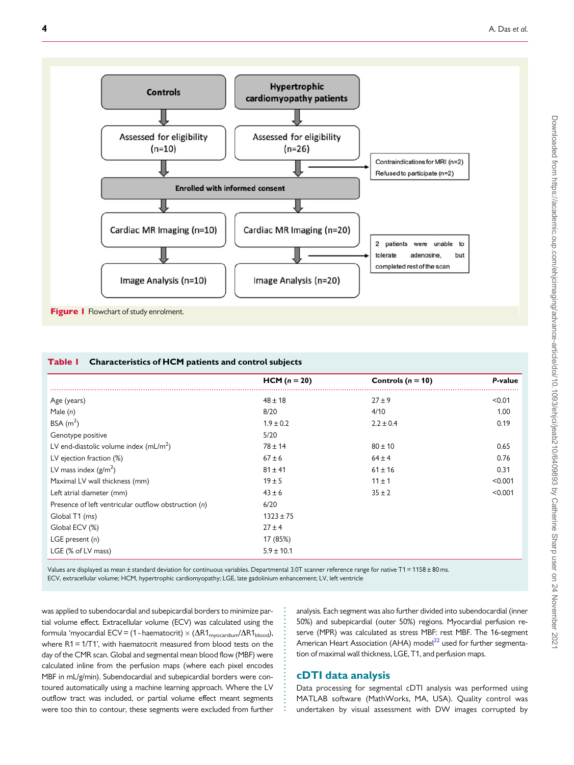Controls → Assessed for eligibility (n=10) → Enrolled with informed consent → Cardiac MR Imaging (n=10) → Image Analysis (n=10)

Hypertrophic cardiomyopathy patients → Assessed for eligibility (n=26) → [Contraindications for MRI (n=2); Refused to participate (n=2)] → Enrolled with informed consent → Cardiac MR Imaging (n=20) → [2 patients were unable to tolerate adenosine, but completed rest of the scan] → Image Analysis (n=20)

**Figure 1** Flowchart of study enrolment.

**Table 1 Characteristics of HCM patients and control subjects**

| | HCM ($n$ = 20) | Controls ($n$ = 10) | $P$-value |
|---|---|---|---|
| Age (years) | 48 ± 18 | 27 ± 9 | <0.01 |
| Male ($n$) | 8/20 | 4/10 | 1.00 |
| BSA ($m^2$) | 1.9 ± 0.2 | 2.2 ± 0.4 | 0.19 |
| Genotype positive | 5/20 | | |
| LV end-diastolic volume index ($mL/m^2$) | 78 ± 14 | 80 ± 10 | 0.65 |
| LV ejection fraction (%) | 67 ± 6 | 64 ± 4 | 0.76 |
| LV mass index ($g/m^2$) | 81 ± 41 | 61 ± 16 | 0.31 |
| Maximal LV wall thickness (mm) | 19 ± 5 | 11 ± 1 | <0.001 |
| Left atrial diameter (mm) | 43 ± 6 | 35 ± 2 | <0.001 |
| Presence of left ventricular outflow obstruction ($n$) | 6/20 | | |
| Global T1 (ms) | 1323 ± 75 | | |
| Global ECV (%) | 27 ± 4 | | |
| LGE present ($n$) | 17 (85%) | | |
| LGE (% of LV mass) | 5.9 ± 10.1 | | |

Values are displayed as mean ± standard deviation for continuous variables. Departmental 3.0T scanner reference range for native T1 = 1158 ± 80 ms.
ECV, extracellular volume; HCM, hypertrophic cardiomyopathy; LGE, late gadolinium enhancement; LV, left ventricle

was applied to subendocardial and subepicardial borders to minimize partial volume effect. Extracellular volume (ECV) was calculated using the formula 'myocardial ECV = (1 - haematocrit) × ($\Delta R1_{myocardium}/\Delta R1_{blood}$), where R1 = 1/T1', with haematocrit measured from blood tests on the day of the CMR scan. Global and segmental mean blood flow (MBF) were calculated inline from the perfusion maps (where each pixel encodes MBF in mL/g/min). Subendocardial and subepicardial borders were contoured automatically using a machine learning approach. Where the LV outflow tract was included, or partial volume effect meant segments were too thin to contour, these segments were excluded from further analysis. Each segment was also further divided into subendocardial (inner 50%) and subepicardial (outer 50%) regions. Myocardial perfusion reserve (MPR) was calculated as stress MBF: rest MBF. The 16-segment American Heart Association (AHA) model[22] used for further segmentation of maximal wall thickness, LGE, T1, and perfusion maps.

## cDTI data analysis

Data processing for segmental cDTI analysis was performed using MATLAB software (MathWorks, MA, USA). Quality control was undertaken by visual assessment with DW images corrupted by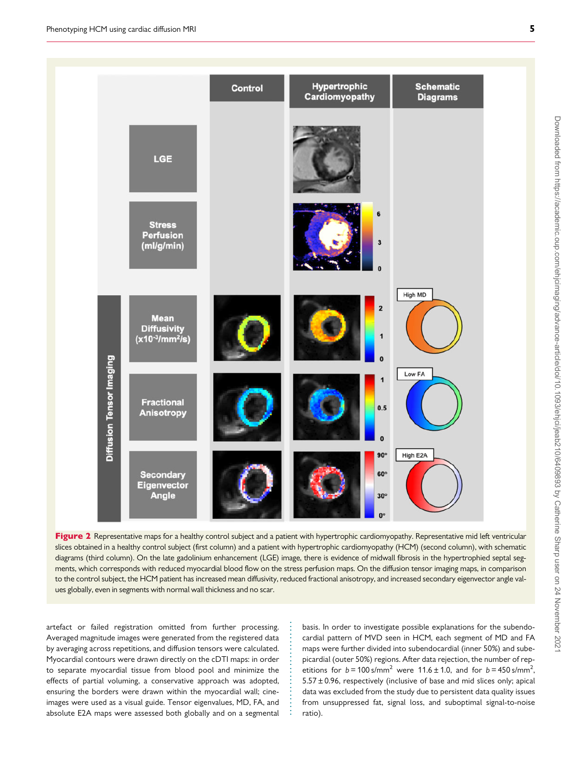**Figure 2** Representative maps for a healthy control subject and a patient with hypertrophic cardiomyopathy. Representative mid left ventricular slices obtained in a healthy control subject (first column) and a patient with hypertrophic cardiomyopathy (HCM) (second column), with schematic diagrams (third column). On the late gadolinium enhancement (LGE) image, there is evidence of midwall fibrosis in the hypertrophied septal segments, which corresponds with reduced myocardial blood flow on the stress perfusion maps. On the diffusion tensor imaging maps, in comparison to the control subject, the HCM patient has increased mean diffusivity, reduced fractional anisotropy, and increased secondary eigenvector angle values globally, even in segments with normal wall thickness and no scar.

artefact or failed registration omitted from further processing. Averaged magnitude images were generated from the registered data by averaging across repetitions, and diffusion tensors were calculated. Myocardial contours were drawn directly on the cDTI maps: in order to separate myocardial tissue from blood pool and minimize the effects of partial voluming, a conservative approach was adopted, ensuring the borders were drawn within the myocardial wall; cine-images were used as a visual guide. Tensor eigenvalues, MD, FA, and absolute E2A maps were assessed both globally and on a segmental basis. In order to investigate possible explanations for the subendocardial pattern of MVD seen in HCM, each segment of MD and FA maps were further divided into subendocardial (inner 50%) and subepicardial (outer 50%) regions. After data rejection, the number of repetitions for $b = 100\,\text{s/mm}^2$ were $11.6 \pm 1.0$, and for $b = 450\,\text{s/mm}^2$, $5.57 \pm 0.96$, respectively (inclusive of base and mid slices only; apical data was excluded from the study due to persistent data quality issues from unsuppressed fat, signal loss, and suboptimal signal-to-noise ratio).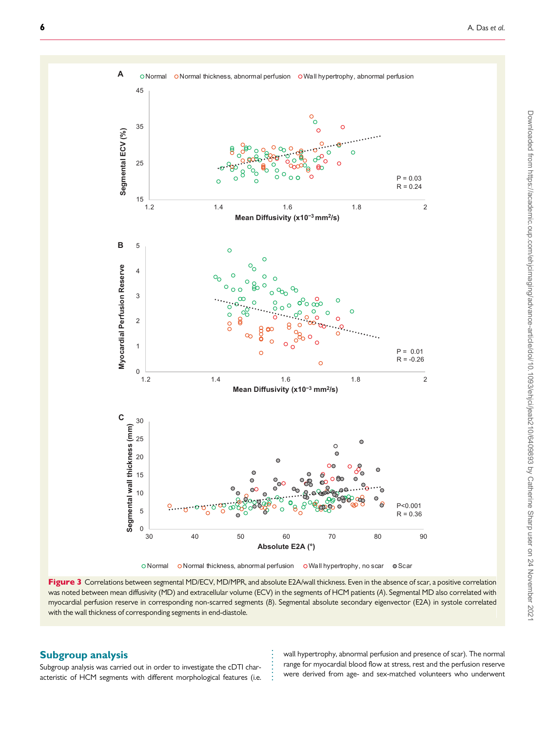**Figure 3** Correlations between segmental MD/ECV, MD/MPR, and absolute E2A/wall thickness. Even in the absence of scar, a positive correlation was noted between mean diffusivity (MD) and extracellular volume (ECV) in the segments of HCM patients (*A*). Segmental MD also correlated with myocardial perfusion reserve in corresponding non-scarred segments (*B*). Segmental absolute secondary eigenvector (E2A) in systole correlated with the wall thickness of corresponding segments in end-diastole.

## Subgroup analysis

Subgroup analysis was carried out in order to investigate the cDTI characteristic of HCM segments with different morphological features (i.e. wall hypertrophy, abnormal perfusion and presence of scar). The normal range for myocardial blood flow at stress, rest and the perfusion reserve were derived from age- and sex-matched volunteers who underwent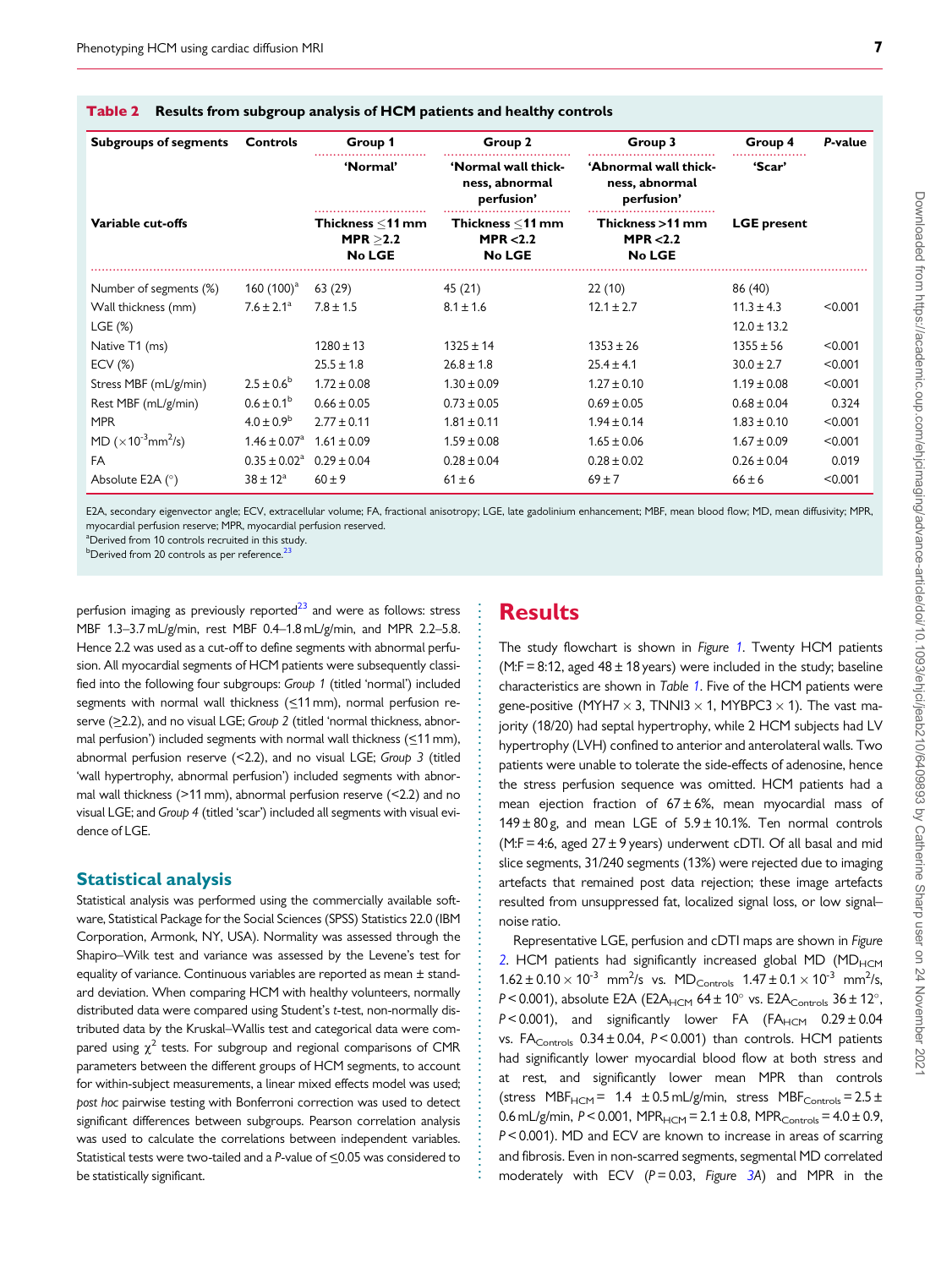**Table 2 Results from subgroup analysis of HCM patients and healthy controls**

| Subgroups of segments | Controls | Group 1 | Group 2 | Group 3 | Group 4 | P-value |
|---|---|---|---|---|---|---|
| | | 'Normal' | 'Normal wall thickness, abnormal perfusion' | 'Abnormal wall thickness, abnormal perfusion' | 'Scar' | |
| Variable cut-offs | | Thickness ≤11 mm MPR ≥2.2 No LGE | Thickness ≤11 mm MPR <2.2 No LGE | Thickness >11 mm MPR <2.2 No LGE | LGE present | |
| Number of segments (%) | 160 (100)[a] | 63 (29) | 45 (21) | 22 (10) | 86 (40) | |
| Wall thickness (mm) | 7.6 ± 2.1[a] | 7.8 ± 1.5 | 8.1 ± 1.6 | 12.1 ± 2.7 | 11.3 ± 4.3 | <0.001 |
| LGE (%) | | | | | 12.0 ± 13.2 | |
| Native T1 (ms) | | 1280 ± 13 | 1325 ± 14 | 1353 ± 26 | 1355 ± 56 | <0.001 |
| ECV (%) | | 25.5 ± 1.8 | 26.8 ± 1.8 | 25.4 ± 4.1 | 30.0 ± 2.7 | <0.001 |
| Stress MBF (mL/g/min) | 2.5 ± 0.6[b] | 1.72 ± 0.08 | 1.30 ± 0.09 | 1.27 ± 0.10 | 1.19 ± 0.08 | <0.001 |
| Rest MBF (mL/g/min) | 0.6 ± 0.1[b] | 0.66 ± 0.05 | 0.73 ± 0.05 | 0.69 ± 0.05 | 0.68 ± 0.04 | 0.324 |
| MPR | 4.0 ± 0.9[b] | 2.77 ± 0.11 | 1.81 ± 0.11 | 1.94 ± 0.14 | 1.83 ± 0.10 | <0.001 |
| MD ($\times 10^{-3}$mm$^2$/s) | 1.46 ± 0.07[a] | 1.61 ± 0.09 | 1.59 ± 0.08 | 1.65 ± 0.06 | 1.67 ± 0.09 | <0.001 |
| FA | 0.35 ± 0.02[a] | 0.29 ± 0.04 | 0.28 ± 0.04 | 0.28 ± 0.02 | 0.26 ± 0.04 | 0.019 |
| Absolute E2A (°) | 38 ± 12[a] | 60 ± 9 | 61 ± 6 | 69 ± 7 | 66 ± 6 | <0.001 |

E2A, secondary eigenvector angle; ECV, extracellular volume; FA, fractional anisotropy; LGE, late gadolinium enhancement; MBF, mean blood flow; MD, mean diffusivity; MPR, myocardial perfusion reserve; MPR, myocardial perfusion reserved.
[a]Derived from 10 controls recruited in this study.
[b]Derived from 20 controls as per reference.[23]

perfusion imaging as previously reported[23] and were as follows: stress MBF 1.3–3.7 mL/g/min, rest MBF 0.4–1.8 mL/g/min, and MPR 2.2–5.8. Hence 2.2 was used as a cut-off to define segments with abnormal perfusion. All myocardial segments of HCM patients were subsequently classified into the following four subgroups: *Group 1* (titled 'normal') included segments with normal wall thickness (≤11 mm), normal perfusion reserve (≥2.2), and no visual LGE; *Group 2* (titled 'normal thickness, abnormal perfusion') included segments with normal wall thickness (≤11 mm), abnormal perfusion reserve (<2.2), and no visual LGE; *Group 3* (titled 'wall hypertrophy, abnormal perfusion') included segments with abnormal wall thickness (>11 mm), abnormal perfusion reserve (<2.2) and no visual LGE; and *Group 4* (titled 'scar') included all segments with visual evidence of LGE.

## Statistical analysis

Statistical analysis was performed using the commercially available software, Statistical Package for the Social Sciences (SPSS) Statistics 22.0 (IBM Corporation, Armonk, NY, USA). Normality was assessed through the Shapiro–Wilk test and variance was assessed by the Levene's test for equality of variance. Continuous variables are reported as mean ± standard deviation. When comparing HCM with healthy volunteers, normally distributed data were compared using Student's *t*-test, non-normally distributed data by the Kruskal–Wallis test and categorical data were compared using $\chi^2$ tests. For subgroup and regional comparisons of CMR parameters between the different groups of HCM segments, to account for within-subject measurements, a linear mixed effects model was used; *post hoc* pairwise testing with Bonferroni correction was used to detect significant differences between subgroups. Pearson correlation analysis was used to calculate the correlations between independent variables. Statistical tests were two-tailed and a *P*-value of ≤0.05 was considered to be statistically significant.

# Results

The study flowchart is shown in *Figure 1*. Twenty HCM patients (M:F = 8:12, aged 48 ± 18 years) were included in the study; baseline characteristics are shown in *Table 1*. Five of the HCM patients were gene-positive (MYH7 × 3, TNNI3 × 1, MYBPC3 × 1). The vast majority (18/20) had septal hypertrophy, while 2 HCM subjects had LV hypertrophy (LVH) confined to anterior and anterolateral walls. Two patients were unable to tolerate the side-effects of adenosine, hence the stress perfusion sequence was omitted. HCM patients had a mean ejection fraction of 67 ± 6%, mean myocardial mass of 149 ± 80 g, and mean LGE of 5.9 ± 10.1%. Ten normal controls (M:F = 4:6, aged 27 ± 9 years) underwent cDTI. Of all basal and mid slice segments, 31/240 segments (13%) were rejected due to imaging artefacts that remained post data rejection; these image artefacts resulted from unsuppressed fat, localized signal loss, or low signal–noise ratio.

Representative LGE, perfusion and cDTI maps are shown in *Figure 2*. HCM patients had significantly increased global MD ($MD_{HCM}$ 1.62 ± 0.10 × $10^{-3}$ mm$^2$/s vs. $MD_{Controls}$ 1.47 ± 0.1 × $10^{-3}$ mm$^2$/s, *P* < 0.001), absolute E2A ($E2A_{HCM}$ 64 ± 10° vs. $E2A_{Controls}$ 36 ± 12°, *P* < 0.001), and significantly lower FA ($FA_{HCM}$ 0.29 ± 0.04 vs. $FA_{Controls}$ 0.34 ± 0.04, *P* < 0.001) than controls. HCM patients had significantly lower myocardial blood flow at both stress and at rest, and significantly lower mean MPR than controls (stress $MBF_{HCM}$ = 1.4 ± 0.5 mL/g/min, stress $MBF_{Controls}$ = 2.5 ± 0.6 mL/g/min, *P* < 0.001, $MPR_{HCM}$ = 2.1 ± 0.8, $MPR_{Controls}$ = 4.0 ± 0.9, *P* < 0.001). MD and ECV are known to increase in areas of scarring and fibrosis. Even in non-scarred segments, segmental MD correlated moderately with ECV (*P* = 0.03, *Figure 3A*) and MPR in the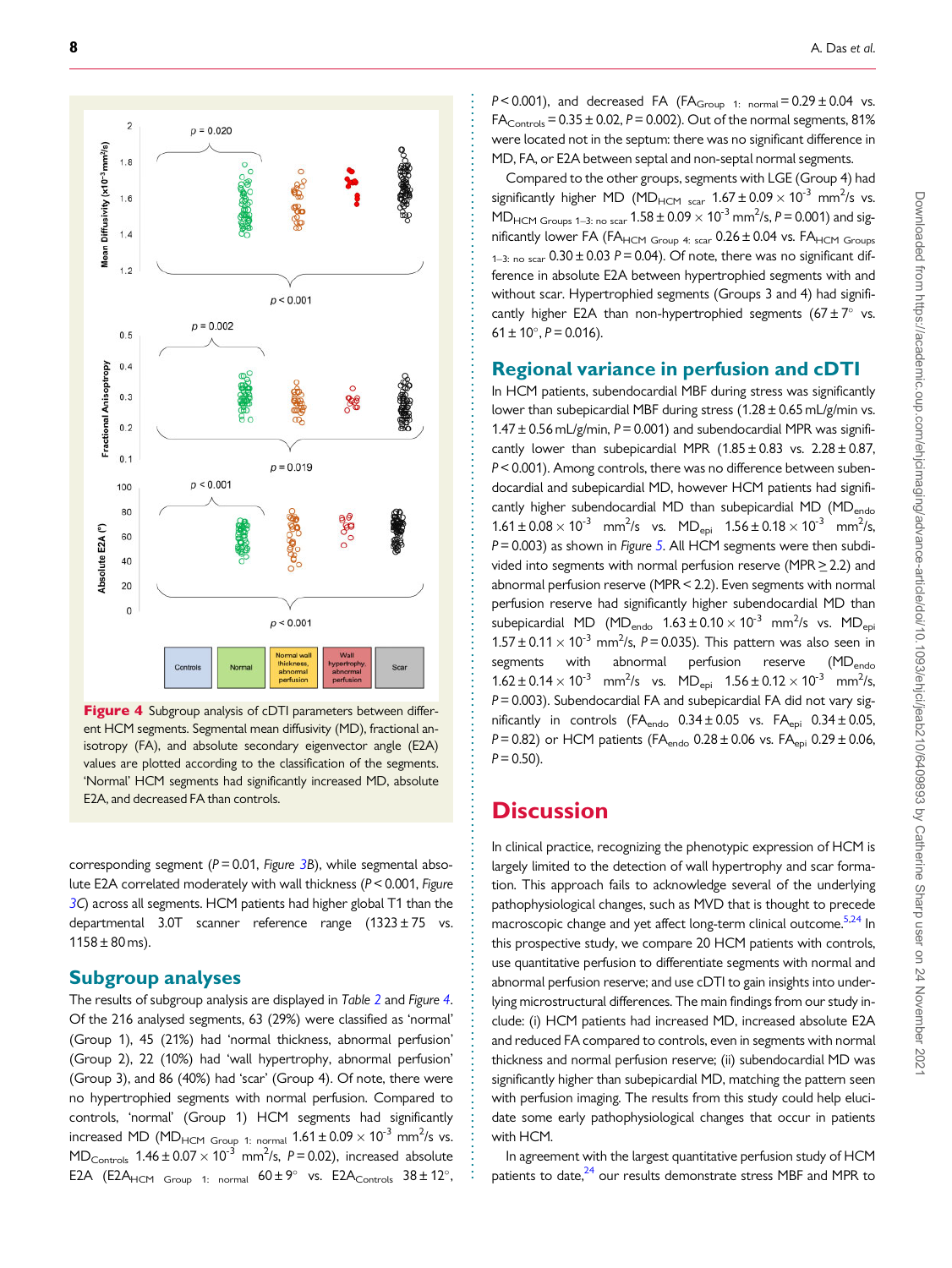**Figure 4** Subgroup analysis of cDTI parameters between different HCM segments. Segmental mean diffusivity (MD), fractional anisotropy (FA), and absolute secondary eigenvector angle (E2A) values are plotted according to the classification of the segments. 'Normal' HCM segments had significantly increased MD, absolute E2A, and decreased FA than controls.

corresponding segment ($P = 0.01$, *Figure 3B*), while segmental absolute E2A correlated moderately with wall thickness ($P < 0.001$, *Figure 3C*) across all segments. HCM patients had higher global T1 than the departmental 3.0T scanner reference range (1323 ± 75 vs. 1158 ± 80 ms).

## Subgroup analyses

The results of subgroup analysis are displayed in *Table 2* and *Figure 4*. Of the 216 analysed segments, 63 (29%) were classified as 'normal' (Group 1), 45 (21%) had 'normal thickness, abnormal perfusion' (Group 2), 22 (10%) had 'wall hypertrophy, abnormal perfusion' (Group 3), and 86 (40%) had 'scar' (Group 4). Of note, there were no hypertrophied segments with normal perfusion. Compared to controls, 'normal' (Group 1) HCM segments had significantly increased MD ($MD_{HCM\ Group\ 1:\ normal}$ $1.61 \pm 0.09 \times 10^{-3}$ $mm^2/s$ vs. $MD_{Controls}$ $1.46 \pm 0.07 \times 10^{-3}$ $mm^2/s$, $P = 0.02$), increased absolute E2A ($E2A_{HCM\ Group\ 1:\ normal}$ 60 ± 9° vs. $E2A_{Controls}$ 38 ± 12°, $P < 0.001$), and decreased FA ($FA_{Group\ 1:\ normal} = 0.29 \pm 0.04$ vs. $FA_{Controls} = 0.35 \pm 0.02$, $P = 0.002$). Out of the normal segments, 81% were located not in the septum: there was no significant difference in MD, FA, or E2A between septal and non-septal normal segments.

Compared to the other groups, segments with LGE (Group 4) had significantly higher MD ($MD_{HCM\ scar}$ $1.67 \pm 0.09 \times 10^{-3}$ $mm^2/s$ vs. $MD_{HCM\ Groups\ 1–3:\ no\ scar}$ $1.58 \pm 0.09 \times 10^{-3}$ $mm^2/s$, $P = 0.001$) and significantly lower FA ($FA_{HCM\ Group\ 4:\ scar}$ $0.26 \pm 0.04$ vs. $FA_{HCM\ Groups\ 1–3:\ no\ scar}$ $0.30 \pm 0.03$ $P = 0.04$). Of note, there was no significant difference in absolute E2A between hypertrophied segments with and without scar. Hypertrophied segments (Groups 3 and 4) had significantly higher E2A than non-hypertrophied segments (67 ± 7° vs. 61 ± 10°, $P = 0.016$).

## Regional variance in perfusion and cDTI

In HCM patients, subendocardial MBF during stress was significantly lower than subepicardial MBF during stress (1.28 ± 0.65 mL/g/min vs. 1.47 ± 0.56 mL/g/min, $P = 0.001$) and subendocardial MPR was significantly lower than subepicardial MPR (1.85 ± 0.83 vs. 2.28 ± 0.87, $P < 0.001$). Among controls, there was no difference between subendocardial and subepicardial MD, however HCM patients had significantly higher subendocardial MD than subepicardial MD ($MD_{endo}$ $1.61 \pm 0.08 \times 10^{-3}$ $mm^2/s$ vs. $MD_{epi}$ $1.56 \pm 0.18 \times 10^{-3}$ $mm^2/s$, $P = 0.003$) as shown in *Figure 5*. All HCM segments were then subdivided into segments with normal perfusion reserve (MPR ≥ 2.2) and abnormal perfusion reserve (MPR < 2.2). Even segments with normal perfusion reserve had significantly higher subendocardial MD than subepicardial MD ($MD_{endo}$ $1.63 \pm 0.10 \times 10^{-3}$ $mm^2/s$ vs. $MD_{epi}$ $1.57 \pm 0.11 \times 10^{-3}$ $mm^2/s$, $P = 0.035$). This pattern was also seen in segments with abnormal perfusion reserve ($MD_{endo}$ $1.62 \pm 0.14 \times 10^{-3}$ $mm^2/s$ vs. $MD_{epi}$ $1.56 \pm 0.12 \times 10^{-3}$ $mm^2/s$, $P = 0.003$). Subendocardial FA and subepicardial FA did not vary significantly in controls ($FA_{endo}$ 0.34 ± 0.05 vs. $FA_{epi}$ 0.34 ± 0.05, $P = 0.82$) or HCM patients ($FA_{endo}$ 0.28 ± 0.06 vs. $FA_{epi}$ 0.29 ± 0.06, $P = 0.50$).

# Discussion

In clinical practice, recognizing the phenotypic expression of HCM is largely limited to the detection of wall hypertrophy and scar formation. This approach fails to acknowledge several of the underlying pathophysiological changes, such as MVD that is thought to precede macroscopic change and yet affect long-term clinical outcome.[5,24] In this prospective study, we compare 20 HCM patients with controls, use quantitative perfusion to differentiate segments with normal and abnormal perfusion reserve; and use cDTI to gain insights into underlying microstructural differences. The main findings from our study include: (i) HCM patients had increased MD, increased absolute E2A and reduced FA compared to controls, even in segments with normal thickness and normal perfusion reserve; (ii) subendocardial MD was significantly higher than subepicardial MD, matching the pattern seen with perfusion imaging. The results from this study could help elucidate some early pathophysiological changes that occur in patients with HCM.

In agreement with the largest quantitative perfusion study of HCM patients to date,[24] our results demonstrate stress MBF and MPR to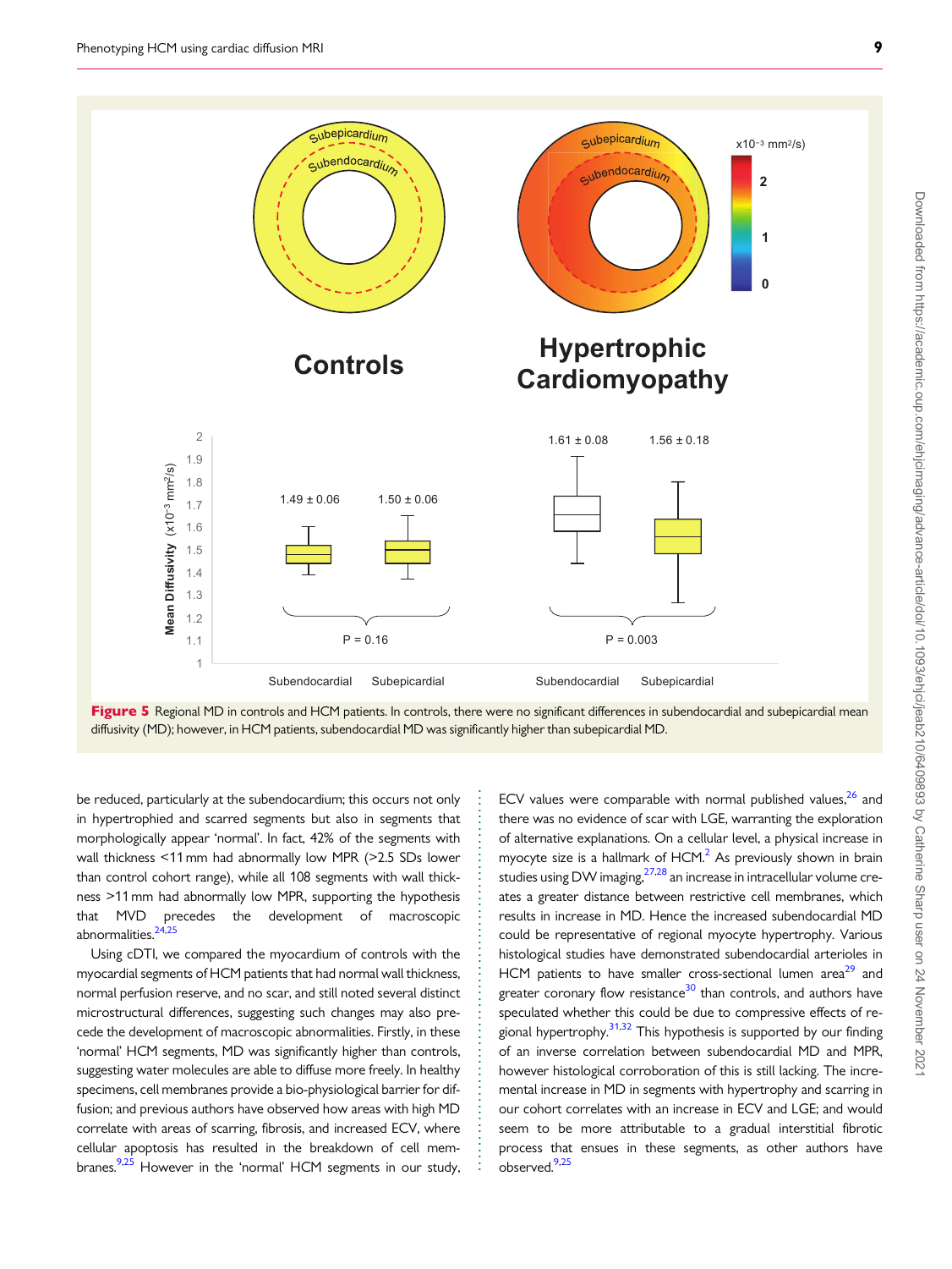**Figure 5** Regional MD in controls and HCM patients. In controls, there were no significant differences in subendocardial and subepicardial mean diffusivity (MD); however, in HCM patients, subendocardial MD was significantly higher than subepicardial MD.

be reduced, particularly at the subendocardium; this occurs not only in hypertrophied and scarred segments but also in segments that morphologically appear 'normal'. In fact, 42% of the segments with wall thickness <11 mm had abnormally low MPR (>2.5 SDs lower than control cohort range), while all 108 segments with wall thickness >11 mm had abnormally low MPR, supporting the hypothesis that MVD precedes the development of macroscopic abnormalities.[24,25]

Using cDTI, we compared the myocardium of controls with the myocardial segments of HCM patients that had normal wall thickness, normal perfusion reserve, and no scar, and still noted several distinct microstructural differences, suggesting such changes may also precede the development of macroscopic abnormalities. Firstly, in these 'normal' HCM segments, MD was significantly higher than controls, suggesting water molecules are able to diffuse more freely. In healthy specimens, cell membranes provide a bio-physiological barrier for diffusion; and previous authors have observed how areas with high MD correlate with areas of scarring, fibrosis, and increased ECV, where cellular apoptosis has resulted in the breakdown of cell membranes.[9,25] However in the 'normal' HCM segments in our study, ECV values were comparable with normal published values,[26] and there was no evidence of scar with LGE, warranting the exploration of alternative explanations. On a cellular level, a physical increase in myocyte size is a hallmark of HCM.[2] As previously shown in brain studies using DW imaging,[27,28] an increase in intracellular volume creates a greater distance between restrictive cell membranes, which results in increase in MD. Hence the increased subendocardial MD could be representative of regional myocyte hypertrophy. Various histological studies have demonstrated subendocardial arterioles in HCM patients to have smaller cross-sectional lumen area[29] and greater coronary flow resistance[30] than controls, and authors have speculated whether this could be due to compressive effects of regional hypertrophy.[31,32] This hypothesis is supported by our finding of an inverse correlation between subendocardial MD and MPR, however histological corroboration of this is still lacking. The incremental increase in MD in segments with hypertrophy and scarring in our cohort correlates with an increase in ECV and LGE; and would seem to be more attributable to a gradual interstitial fibrotic process that ensues in these segments, as other authors have observed.[9,25]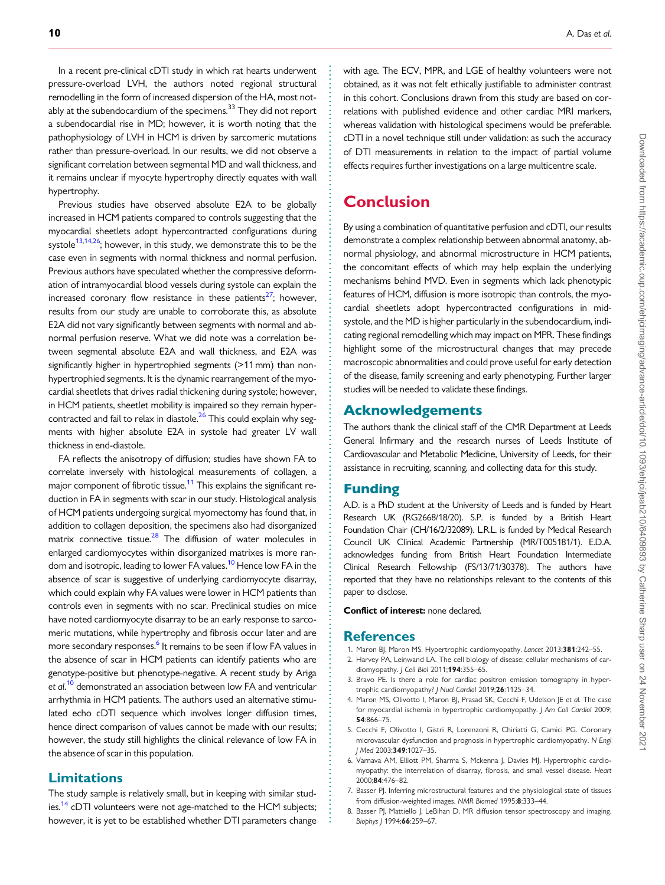In a recent pre-clinical cDTI study in which rat hearts underwent pressure-overload LVH, the authors noted regional structural remodelling in the form of increased dispersion of the HA, most notably at the subendocardium of the specimens.[33] They did not report a subendocardial rise in MD; however, it is worth noting that the pathophysiology of LVH in HCM is driven by sarcomeric mutations rather than pressure-overload. In our results, we did not observe a significant correlation between segmental MD and wall thickness, and it remains unclear if myocyte hypertrophy directly equates with wall hypertrophy.

Previous studies have observed absolute E2A to be globally increased in HCM patients compared to controls suggesting that the myocardial sheetlets adopt hypercontracted configurations during systole[13,14,26]; however, in this study, we demonstrate this to be the case even in segments with normal thickness and normal perfusion. Previous authors have speculated whether the compressive deformation of intramyocardial blood vessels during systole can explain the increased coronary flow resistance in these patients[27]; however, results from our study are unable to corroborate this, as absolute E2A did not vary significantly between segments with normal and abnormal perfusion reserve. What we did note was a correlation between segmental absolute E2A and wall thickness, and E2A was significantly higher in hypertrophied segments (>11 mm) than non-hypertrophied segments. It is the dynamic rearrangement of the myocardial sheetlets that drives radial thickening during systole; however, in HCM patients, sheetlet mobility is impaired so they remain hypercontracted and fail to relax in diastole.[26] This could explain why segments with higher absolute E2A in systole had greater LV wall thickness in end-diastole.

FA reflects the anisotropy of diffusion; studies have shown FA to correlate inversely with histological measurements of collagen, a major component of fibrotic tissue.[11] This explains the significant reduction in FA in segments with scar in our study. Histological analysis of HCM patients undergoing surgical myomectomy has found that, in addition to collagen deposition, the specimens also had disorganized matrix connective tissue.[28] The diffusion of water molecules in enlarged cardiomyocytes within disorganized matrixes is more random and isotropic, leading to lower FA values.[10] Hence low FA in the absence of scar is suggestive of underlying cardiomyocyte disarray, which could explain why FA values were lower in HCM patients than controls even in segments with no scar. Preclinical studies on mice have noted cardiomyocyte disarray to be an early response to sarcomeric mutations, while hypertrophy and fibrosis occur later and are more secondary responses.[6] It remains to be seen if low FA values in the absence of scar in HCM patients can identify patients who are genotype-positive but phenotype-negative. A recent study by Ariga *et al.*[10] demonstrated an association between low FA and ventricular arrhythmia in HCM patients. The authors used an alternative stimulated echo cDTI sequence which involves longer diffusion times, hence direct comparison of values cannot be made with our results; however, the study still highlights the clinical relevance of low FA in the absence of scar in this population.

## Limitations

The study sample is relatively small, but in keeping with similar studies.[14] cDTI volunteers were not age-matched to the HCM subjects; however, it is yet to be established whether DTI parameters change with age. The ECV, MPR, and LGE of healthy volunteers were not obtained, as it was not felt ethically justifiable to administer contrast in this cohort. Conclusions drawn from this study are based on correlations with published evidence and other cardiac MRI markers, whereas validation with histological specimens would be preferable. cDTI in a novel technique still under validation: as such the accuracy of DTI measurements in relation to the impact of partial volume effects requires further investigations on a large multicentre scale.

# Conclusion

By using a combination of quantitative perfusion and cDTI, our results demonstrate a complex relationship between abnormal anatomy, abnormal physiology, and abnormal microstructure in HCM patients, the concomitant effects of which may help explain the underlying mechanisms behind MVD. Even in segments which lack phenotypic features of HCM, diffusion is more isotropic than controls, the myocardial sheetlets adopt hypercontracted configurations in mid-systole, and the MD is higher particularly in the subendocardium, indicating regional remodelling which may impact on MPR. These findings highlight some of the microstructural changes that may precede macroscopic abnormalities and could prove useful for early detection of the disease, family screening and early phenotyping. Further larger studies will be needed to validate these findings.

## Acknowledgements

The authors thank the clinical staff of the CMR Department at Leeds General Infirmary and the research nurses of Leeds Institute of Cardiovascular and Metabolic Medicine, University of Leeds, for their assistance in recruiting, scanning, and collecting data for this study.

## Funding

A.D. is a PhD student at the University of Leeds and is funded by Heart Research UK (RG2668/18/20). S.P. is funded by a British Heart Foundation Chair (CH/16/2/32089). L.R.L. is funded by Medical Research Council UK Clinical Academic Partnership (MR/T005181/1). E.D.A. acknowledges funding from British Heart Foundation Intermediate Clinical Research Fellowship (FS/13/71/30378). The authors have reported that they have no relationships relevant to the contents of this paper to disclose.

**Conflict of interest:** none declared.

## References

1. Maron BJ, Maron MS. Hypertrophic cardiomyopathy. *Lancet* 2013;**381**:242–55.
2. Harvey PA, Leinwand LA. The cell biology of disease: cellular mechanisms of cardiomyopathy. *J Cell Biol* 2011;**194**:355–65.
3. Bravo PE. Is there a role for cardiac positron emission tomography in hypertrophic cardiomyopathy? *J Nucl Cardiol* 2019;**26**:1125–34.
4. Maron MS, Olivotto I, Maron BJ, Prasad SK, Cecchi F, Udelson JE *et al.* The case for myocardial ischemia in hypertrophic cardiomyopathy. *J Am Coll Cardiol* 2009;**54**:866–75.
5. Cecchi F, Olivotto I, Gistri R, Lorenzoni R, Chiriatti G, Camici PG. Coronary microvascular dysfunction and prognosis in hypertrophic cardiomyopathy. *N Engl J Med* 2003;**349**:1027–35.
6. Varnava AM, Elliott PM, Sharma S, Mckenna J, Davies MJ. Hypertrophic cardiomyopathy: the interrelation of disarray, fibrosis, and small vessel disease. *Heart* 2000;**84**:476–82.
7. Basser PJ. Inferring microstructural features and the physiological state of tissues from diffusion-weighted images. *NMR Biomed* 1995;**8**:333–44.
8. Basser PJ, Mattiello J, LeBihan D. MR diffusion tensor spectroscopy and imaging. *Biophys J* 1994;**66**:259–67.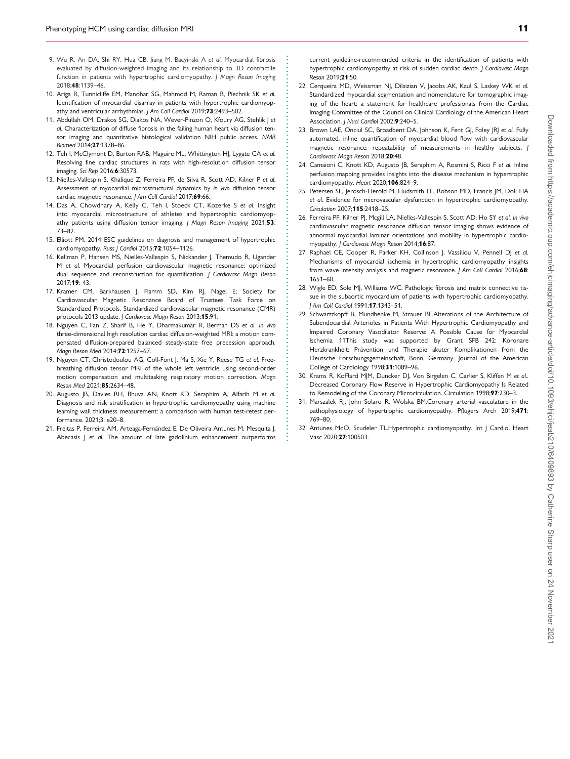9. Wu R, An DA, Shi RY, Hua CB, Jiang M, Bacyinski A *et al.* Myocardial fibrosis evaluated by diffusion-weighted imaging and its relationship to 3D contractile function in patients with hypertrophic cardiomyopathy. *J Magn Reson Imaging* 2018;**48**:1139–46.
10. Ariga R, Tunnicliffe EM, Manohar SG, Mahmod M, Raman B, Piechnik SK *et al.* Identification of myocardial disarray in patients with hypertrophic cardiomyopathy and ventricular arrhythmias. *J Am Coll Cardiol* 2019;**73**:2493–502.
11. Abdullah OM, Drakos SG, Diakos NA, Wever-Pinzon O, Kfoury AG, Stehlik J *et al.* Characterization of diffuse fibrosis in the failing human heart via diffusion tensor imaging and quantitative histological validation NIH public access. *NMR Biomed* 2014;**27**:1378–86.
12. Teh I, McClymont D, Burton RAB, Maguire ML, Whittington HJ, Lygate CA *et al.* Resolving fine cardiac structures in rats with high-resolution diffusion tensor imaging. *Sci Rep* 2016;**6**:30573.
13. Nielles-Vallespin S, Khalique Z, Ferreira PF, de Silva R, Scott AD, Kilner P *et al.* Assessment of myocardial microstructural dynamics by *in vivo* diffusion tensor cardiac magnetic resonance. *J Am Coll Cardiol* 2017;**69**:66.
14. Das A, Chowdhary A, Kelly C, Teh I, Stoeck CT, Kozerke S *et al.* Insight into myocardial microstructure of athletes and hypertrophic cardiomyopathy patients using diffusion tensor imaging. *J Magn Reson Imaging* 2021;**53**: 73–82.
15. Elliott PM. 2014 ESC guidelines on diagnosis and management of hypertrophic cardiomyopathy. *Russ J Cardiol* 2015;**72**:1054–1126.
16. Kellman P, Hansen MS, Nielles-Vallespin S, Nickander J, Themudo R, Ugander M *et al.* Myocardial perfusion cardiovascular magnetic resonance: optimized dual sequence and reconstruction for quantification. *J Cardiovasc Magn Reson* 2017;**19**: 43.
17. Kramer CM, Barkhausen J, Flamm SD, Kim RJ, Nagel E; Society for Cardiovascular Magnetic Resonance Board of Trustees Task Force on Standardized Protocols. Standardized cardiovascular magnetic resonance (CMR) protocols 2013 update. *J Cardiovasc Magn Reson* 2013;**15**:91.
18. Nguyen C, Fan Z, Sharif B, He Y, Dharmakumar R, Berman DS *et al. In vivo* three-dimensional high resolution cardiac diffusion-weighted MRI: a motion compensated diffusion-prepared balanced steady-state free precession approach. *Magn Reson Med* 2014;**72**:1257–67.
19. Nguyen CT, Christodoulou AG, Coll-Font J, Ma S, Xie Y, Reese TG *et al.* Free-breathing diffusion tensor MRI of the whole left ventricle using second-order motion compensation and multitasking respiratory motion correction. *Magn Reson Med* 2021;**85**:2634–48.
20. Augusto JB, Davies RH, Bhuva AN, Knott KD, Seraphim A, Alfarih M *et al.* Diagnosis and risk stratification in hypertrophic cardiomyopathy using machine learning wall thickness measurement: a comparison with human test-retest performance. 2021;3: e20–8.
21. Freitas P, Ferreira AM, Arteaga-Fernández E, De Oliveira Antunes M, Mesquita J, Abecasis J *et al.* The amount of late gadolinium enhancement outperforms current guideline-recommended criteria in the identification of patients with hypertrophic cardiomyopathy at risk of sudden cardiac death. *J Cardiovasc Magn Reson* 2019;**21**:50.
22. Cerqueira MD, Weissman NJ, Dilsizian V, Jacobs AK, Kaul S, Laskey WK *et al.* Standardized myocardial segmentation and nomenclature for tomographic imaging of the heart: a statement for healthcare professionals from the Cardiac Imaging Committee of the Council on Clinical Cardiology of the American Heart Association. *J Nucl Cardiol* 2002;**9**:240–5.
23. Brown LAE, Onciul SC, Broadbent DA, Johnson K, Fent GJ, Foley JRJ *et al.* Fully automated, inline quantification of myocardial blood flow with cardiovascular magnetic resonance: repeatability of measurements in healthy subjects. *J Cardiovasc Magn Reson* 2018;**20**:48.
24. Camaioni C, Knott KD, Augusto JB, Seraphim A, Rosmini S, Ricci F *et al.* Inline perfusion mapping provides insights into the disease mechanism in hypertrophic cardiomyopathy. *Heart* 2020;**106**:824–9.
25. Petersen SE, Jerosch-Herold M, Hudsmith LE, Robson MD, Francis JM, Doll HA *et al.* Evidence for microvascular dysfunction in hypertrophic cardiomyopathy. *Circulation* 2007;**115**:2418–25.
26. Ferreira PF, Kilner PJ, Mcgill LA, Nielles-Vallespin S, Scott AD, Ho SY *et al. In vivo* cardiovascular magnetic resonance diffusion tensor imaging shows evidence of abnormal myocardial laminar orientations and mobility in hypertrophic cardiomyopathy. *J Cardiovasc Magn Reson* 2014;**16**:87.
27. Raphael CE, Cooper R, Parker KH, Collinson J, Vassiliou V, Pennell DJ *et al.* Mechanisms of myocardial ischemia in hypertrophic cardiomyopathy insights from wave intensity analysis and magnetic resonance. *J Am Coll Cardiol* 2016;**68**: 1651–60.
28. Wigle ED, Sole MJ, Williams WC. Pathologic fibrosis and matrix connective tissue in the subaortic myocardium of patients with hypertrophic cardiomyopathy. *J Am Coll Cardiol* 1991;**17**:1343–51.
29. Schwartzkopff B, Mundhenke M, Strauer BE.Alterations of the Architecture of Subendocardial Arterioles in Patients With Hypertrophic Cardiomyopathy and Impaired Coronary Vasodilator Reserve: A Possible Cause for Myocardial Ischemia 11This study was supported by Grant SFB 242: Koronare Herzkrankheit: Prävention und Therapie akuter Komplikationen from the Deutsche Forschungsgemeinschaft, Bonn, Germany. Journal of the American College of Cardiology 1998;**31**:1089–96.
30. Krams R, Kofflard MJM, Duncker DJ, Von Birgelen C, Carlier S, Kliffen M *et al.*. Decreased Coronary Flow Reserve in Hypertrophic Cardiomyopathy Is Related to Remodeling of the Coronary Microcirculation. Circulation 1998;**97**:230–3.
31. Marszalek RJ, John Solaro R, Wolska BM.Coronary arterial vasculature in the pathophysiology of hypertrophic cardiomyopathy. Pflugers Arch 2019;**471**: 769–80.
32. Antunes MdO, Scudeler TL.Hypertrophic cardiomyopathy. Int J Cardiol Heart Vasc 2020;**27**:100503.